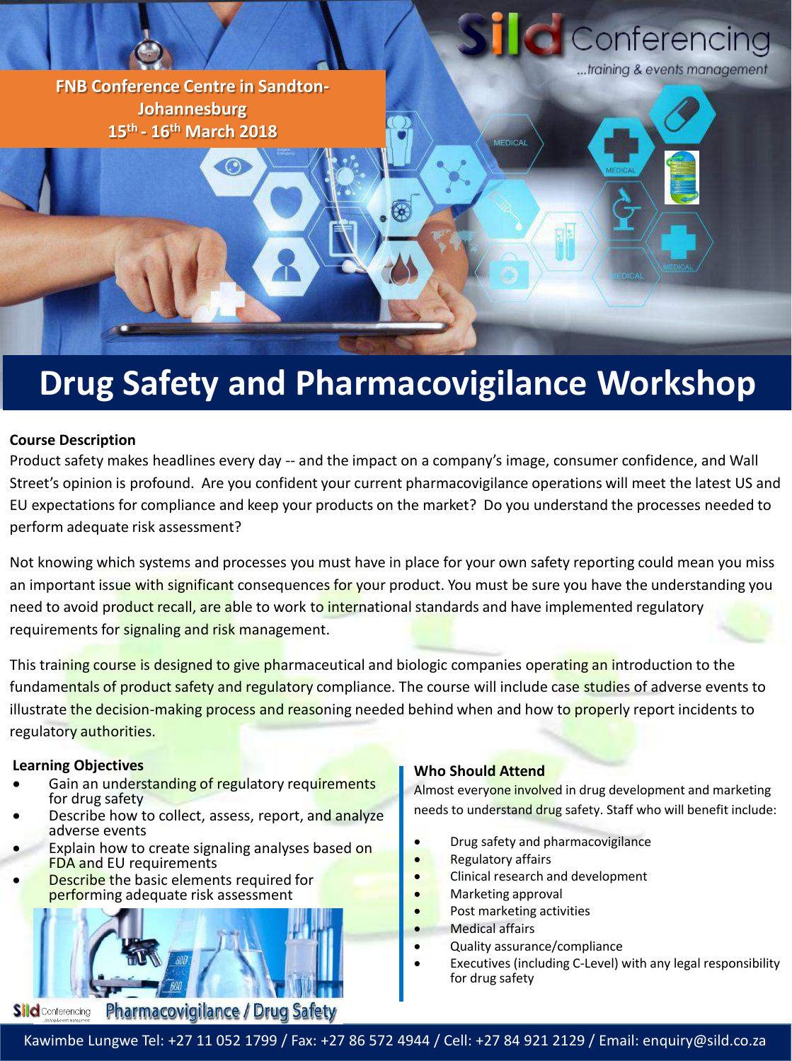Sild Conferencing
...training & events management

**FNB Conference Centre in Sandton-Johannesburg**
**15th - 16th March 2018**

# Drug Safety and Pharmacovigilance Workshop

**Course Description**

Product safety makes headlines every day -- and the impact on a company's image, consumer confidence, and Wall Street's opinion is profound. Are you confident your current pharmacovigilance operations will meet the latest US and EU expectations for compliance and keep your products on the market? Do you understand the processes needed to perform adequate risk assessment?

Not knowing which systems and processes you must have in place for your own safety reporting could mean you miss an important issue with significant consequences for your product. You must be sure you have the understanding you need to avoid product recall, are able to work to international standards and have implemented regulatory requirements for signaling and risk management.

This training course is designed to give pharmaceutical and biologic companies operating an introduction to the fundamentals of product safety and regulatory compliance. The course will include case studies of adverse events to illustrate the decision-making process and reasoning needed behind when and how to properly report incidents to regulatory authorities.

**Learning Objectives**

- Gain an understanding of regulatory requirements for drug safety
- Describe how to collect, assess, report, and analyze adverse events
- Explain how to create signaling analyses based on FDA and EU requirements
- Describe the basic elements required for performing adequate risk assessment

Sild Conferencing — Pharmacovigilance / Drug Safety

**Who Should Attend**

Almost everyone involved in drug development and marketing needs to understand drug safety. Staff who will benefit include:

- Drug safety and pharmacovigilance
- Regulatory affairs
- Clinical research and development
- Marketing approval
- Post marketing activities
- Medical affairs
- Quality assurance/compliance
- Executives (including C-Level) with any legal responsibility for drug safety

Kawimbe Lungwe Tel: +27 11 052 1799 / Fax: +27 86 572 4944 / Cell: +27 84 921 2129 / Email: enquiry@sild.co.za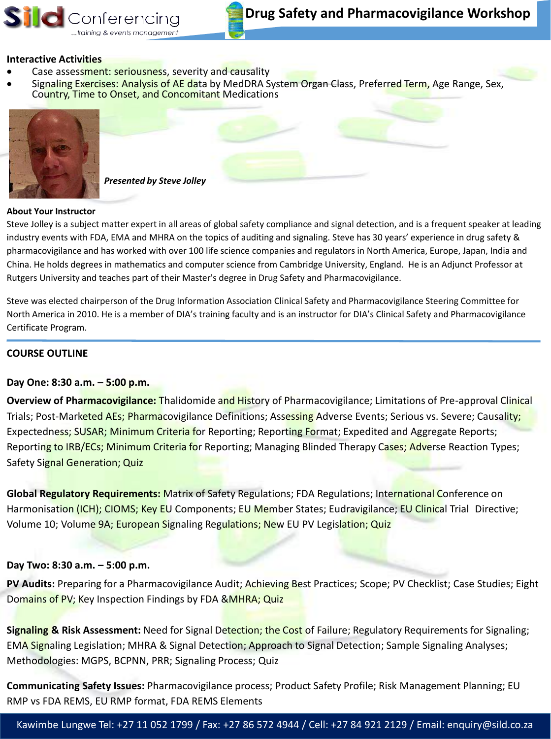**Interactive Activities**

- Case assessment: seriousness, severity and causality
- Signaling Exercises: Analysis of AE data by MedDRA System Organ Class, Preferred Term, Age Range, Sex, Country, Time to Onset, and Concomitant Medications

***Presented by Steve Jolley***

**About Your Instructor**

Steve Jolley is a subject matter expert in all areas of global safety compliance and signal detection, and is a frequent speaker at leading industry events with FDA, EMA and MHRA on the topics of auditing and signaling. Steve has 30 years' experience in drug safety & pharmacovigilance and has worked with over 100 life science companies and regulators in North America, Europe, Japan, India and China. He holds degrees in mathematics and computer science from Cambridge University, England. He is an Adjunct Professor at Rutgers University and teaches part of their Master's degree in Drug Safety and Pharmacovigilance.

Steve was elected chairperson of the Drug Information Association Clinical Safety and Pharmacovigilance Steering Committee for North America in 2010. He is a member of DIA's training faculty and is an instructor for DIA's Clinical Safety and Pharmacovigilance Certificate Program.

## COURSE OUTLINE

### Day One: 8:30 a.m. – 5:00 p.m.

**Overview of Pharmacovigilance:** Thalidomide and History of Pharmacovigilance; Limitations of Pre-approval Clinical Trials; Post-Marketed AEs; Pharmacovigilance Definitions; Assessing Adverse Events; Serious vs. Severe; Causality; Expectedness; SUSAR; Minimum Criteria for Reporting; Reporting Format; Expedited and Aggregate Reports; Reporting to IRB/ECs; Minimum Criteria for Reporting; Managing Blinded Therapy Cases; Adverse Reaction Types; Safety Signal Generation; Quiz

**Global Regulatory Requirements:** Matrix of Safety Regulations; FDA Regulations; International Conference on Harmonisation (ICH); CIOMS; Key EU Components; EU Member States; Eudravigilance; EU Clinical Trial Directive; Volume 10; Volume 9A; European Signaling Regulations; New EU PV Legislation; Quiz

### Day Two: 8:30 a.m. – 5:00 p.m.

**PV Audits:** Preparing for a Pharmacovigilance Audit; Achieving Best Practices; Scope; PV Checklist; Case Studies; Eight Domains of PV; Key Inspection Findings by FDA &MHRA; Quiz

**Signaling & Risk Assessment:** Need for Signal Detection; the Cost of Failure; Regulatory Requirements for Signaling; EMA Signaling Legislation; MHRA & Signal Detection; Approach to Signal Detection; Sample Signaling Analyses; Methodologies: MGPS, BCPNN, PRR; Signaling Process; Quiz

**Communicating Safety Issues:** Pharmacovigilance process; Product Safety Profile; Risk Management Planning; EU RMP vs FDA REMS, EU RMP format, FDA REMS Elements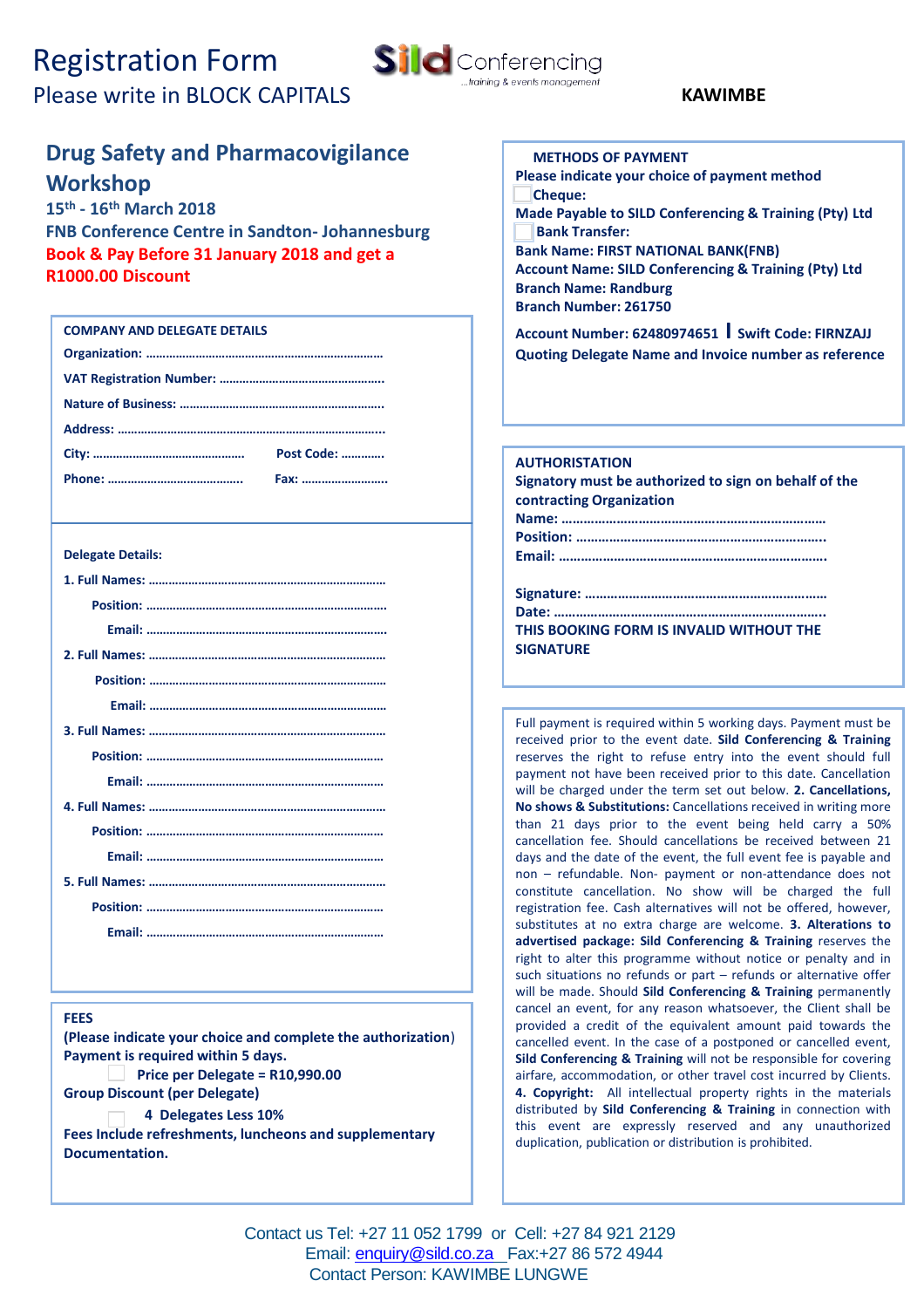# Registration Form

Please write in BLOCK CAPITALS

Sild Conferencing
...training & events management

**KAWIMBE**

## Drug Safety and Pharmacovigilance Workshop

**15th - 16th March 2018**

**FNB Conference Centre in Sandton- Johannesburg**

**Book & Pay Before 31 January 2018 and get a R1000.00 Discount**

**COMPANY AND DELEGATE DETAILS**

**Organization:** ……………………………………………………………

**VAT Registration Number:** ………………………………………….

**Nature of Business:** ……………………………………………………

**Address:** ……………………………………………………………………

**City:** ……………………………………… **Post Code:** …………

**Phone:** ………………………………… **Fax:** ……………………

**Delegate Details:**

1. **Full Names:** ……………………………………………………………
   **Position:** ……………………………………………………………
   **Email:** ……………………………………………………………
2. **Full Names:** ……………………………………………………………
   **Position:** ……………………………………………………………
   **Email:** ……………………………………………………………
3. **Full Names:** ……………………………………………………………
   **Position:** ……………………………………………………………
   **Email:** ……………………………………………………………
4. **Full Names:** ……………………………………………………………
   **Position:** ……………………………………………………………
   **Email:** ……………………………………………………………
5. **Full Names:** ……………………………………………………………
   **Position:** ……………………………………………………………
   **Email:** ……………………………………………………………

**FEES**

**(Please indicate your choice and complete the authorization)**
**Payment is required within 5 days.**

☐ **Price per Delegate = R10,990.00**

**Group Discount (per Delegate)**

☐ **4 Delegates Less 10%**

**Fees Include refreshments, luncheons and supplementary Documentation.**

**METHODS OF PAYMENT**

**Please indicate your choice of payment method**

☐ **Cheque:**

**Made Payable to SILD Conferencing & Training (Pty) Ltd**

☐ **Bank Transfer:**

**Bank Name: FIRST NATIONAL BANK(FNB)**
**Account Name: SILD Conferencing & Training (Pty) Ltd**
**Branch Name: Randburg**
**Branch Number: 261750**
**Account Number: 62480974651 | Swift Code: FIRNZAJJ**
**Quoting Delegate Name and Invoice number as reference**

**AUTHORISTATION**

**Signatory must be authorized to sign on behalf of the contracting Organization**

**Name:** ………………………………………………………………
**Position:** …………………………………………………………
**Email:** ……………………………………………………………

**Signature:** ………………………………………………………
**Date:** ………………………………………………………………

**THIS BOOKING FORM IS INVALID WITHOUT THE SIGNATURE**

Full payment is required within 5 working days. Payment must be received prior to the event date. **Sild Conferencing & Training** reserves the right to refuse entry into the event should full payment not have been received prior to this date. Cancellation will be charged under the term set out below. **2. Cancellations, No shows & Substitutions:** Cancellations received in writing more than 21 days prior to the event being held carry a 50% cancellation fee. Should cancellations be received between 21 days and the date of the event, the full event fee is payable and non – refundable. Non- payment or non-attendance does not constitute cancellation. No show will be charged the full registration fee. Cash alternatives will not be offered, however, substitutes at no extra charge are welcome. **3. Alterations to advertised package: Sild Conferencing & Training** reserves the right to alter this programme without notice or penalty and in such situations no refunds or part – refunds or alternative offer will be made. Should **Sild Conferencing & Training** permanently cancel an event, for any reason whatsoever, the Client shall be provided a credit of the equivalent amount paid towards the cancelled event. In the case of a postponed or cancelled event, **Sild Conferencing & Training** will not be responsible for covering airfare, accommodation, or other travel cost incurred by Clients. **4. Copyright:** All intellectual property rights in the materials distributed by **Sild Conferencing & Training** in connection with this event are expressly reserved and any unauthorized duplication, publication or distribution is prohibited.

Contact us Tel: +27 11 052 1799 or Cell: +27 84 921 2129
Email: enquiry@sild.co.za Fax:+27 86 572 4944
Contact Person: KAWIMBE LUNGWE